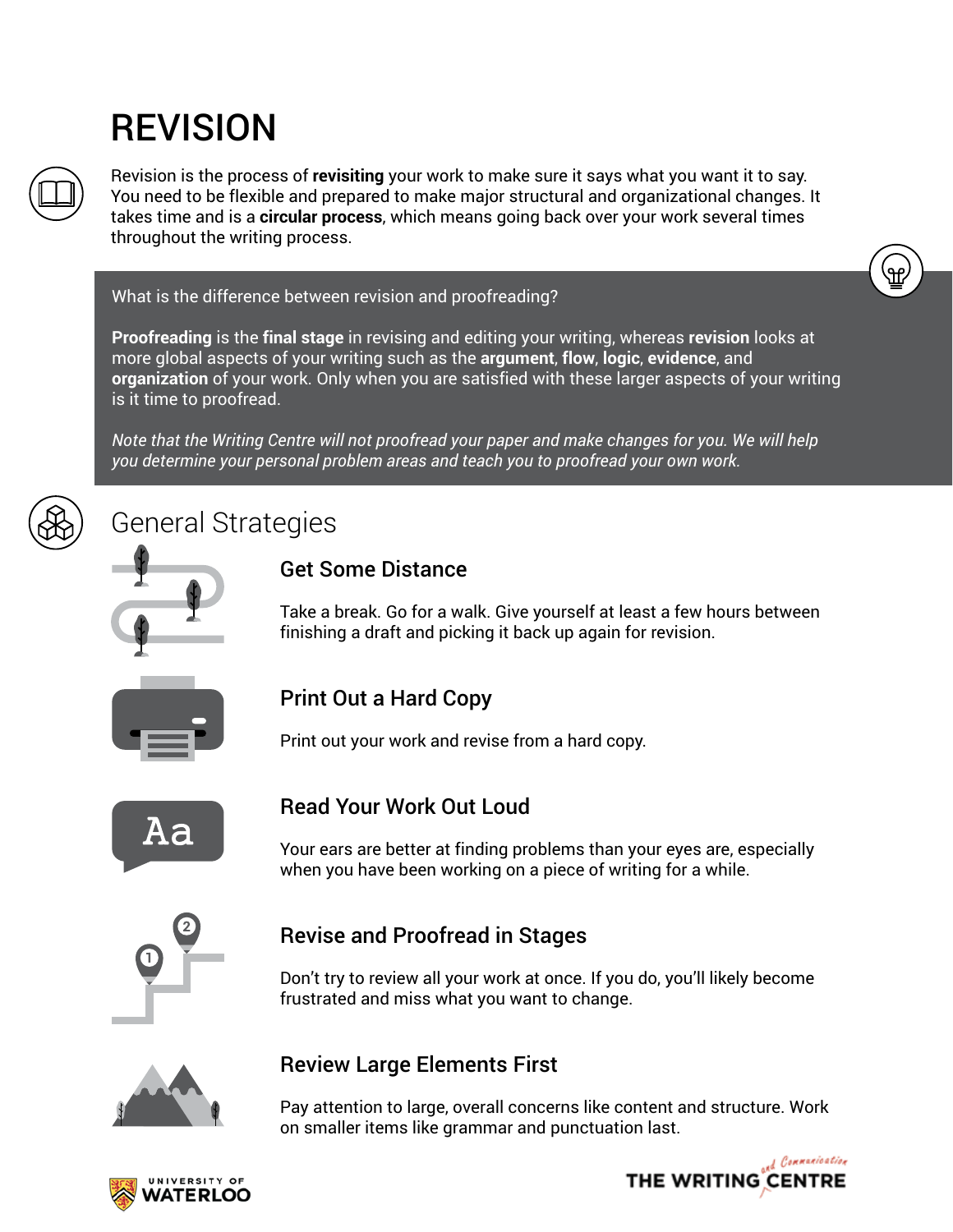# REVISION

Revision is the process of **revisiting** your work to make sure it says what you want it to say. You need to be flexible and prepared to make major structural and organizational changes. It takes time and is a **circular process**, which means going back over your work several times throughout the writing process.

What is the difference between revision and proofreading?

**Proofreading** is the **final stage** in revising and editing your writing, whereas **revision** looks at more global aspects of your writing such as the **argument**, **flow**, **logic**, **evidence**, and **organization** of your work. Only when you are satisfied with these larger aspects of your writing is it time to proofread.

*Note that the Writing Centre will not proofread your paper and make changes for you. We will help you determine your personal problem areas and teach you to proofread your own work.*

## General Strategies

### Get Some Distance

Take a break. Go for a walk. Give yourself at least a few hours between finishing a draft and picking it back up again for revision.

### Print Out a Hard Copy

Print out your work and revise from a hard copy.

### Read Your Work Out Loud

Your ears are better at finding problems than your eyes are, especially when you have been working on a piece of writing for a while.

### Revise and Proofread in Stages

Don't try to review all your work at once. If you do, you'll likely become frustrated and miss what you want to change.

### Review Large Elements First

Pay attention to large, overall concerns like content and structure. Work on smaller items like grammar and punctuation last.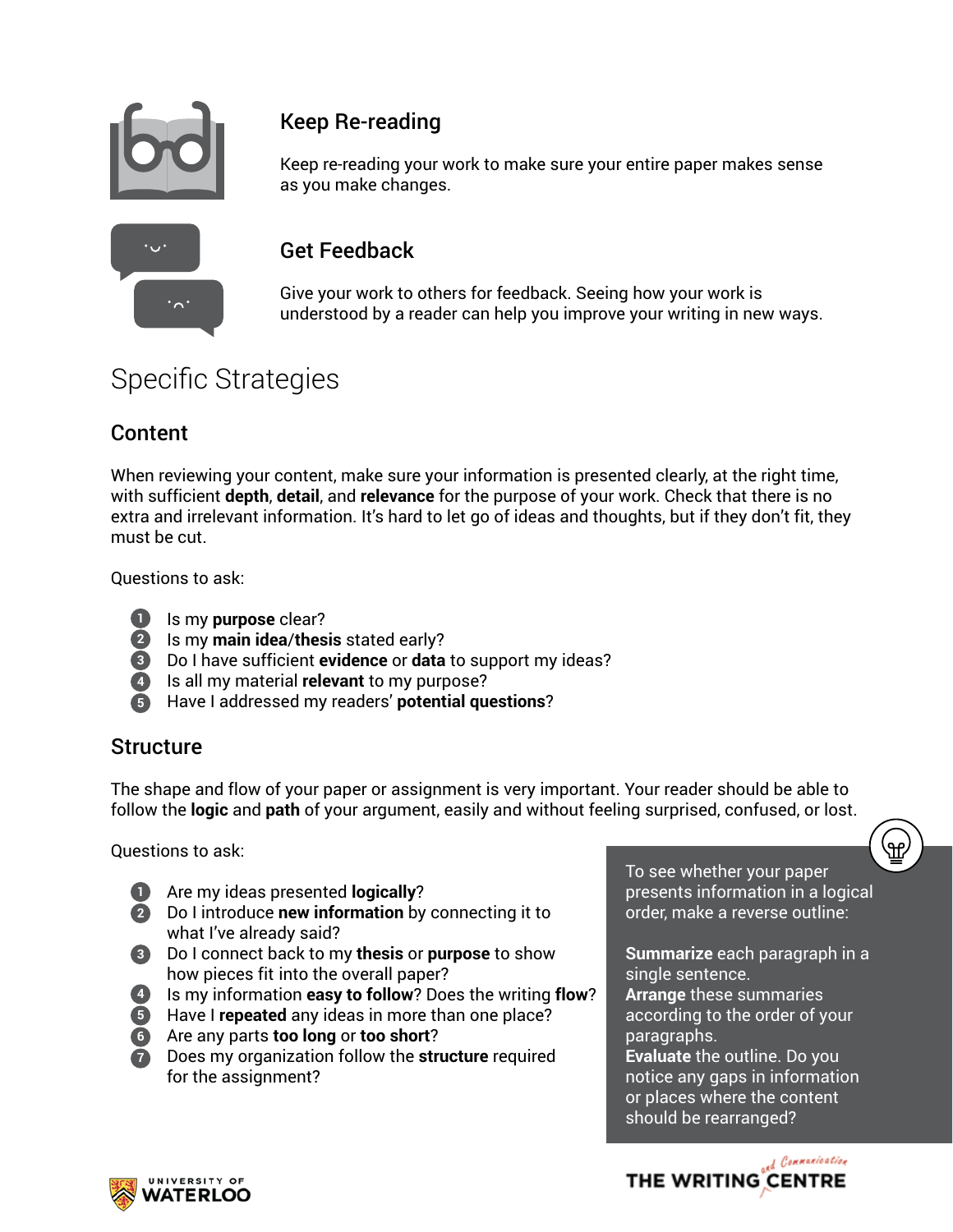### Keep Re-reading

Keep re-reading your work to make sure your entire paper makes sense as you make changes.

### Get Feedback

Give your work to others for feedback. Seeing how your work is understood by a reader can help you improve your writing in new ways.

# Specific Strategies

## Content

When reviewing your content, make sure your information is presented clearly, at the right time, with sufficient **depth**, **detail**, and **relevance** for the purpose of your work. Check that there is no extra and irrelevant information. It's hard to let go of ideas and thoughts, but if they don't fit, they must be cut.

Questions to ask:

1. Is my **purpose** clear?
2. Is my **main idea/thesis** stated early?
3. Do I have sufficient **evidence** or **data** to support my ideas?
4. Is all my material **relevant** to my purpose?
5. Have I addressed my readers' **potential questions**?

## Structure

The shape and flow of your paper or assignment is very important. Your reader should be able to follow the **logic** and **path** of your argument, easily and without feeling surprised, confused, or lost.

Questions to ask:

1. Are my ideas presented **logically**?
2. Do I introduce **new information** by connecting it to what I've already said?
3. Do I connect back to my **thesis** or **purpose** to show how pieces fit into the overall paper?
4. Is my information **easy to follow**? Does the writing **flow**?
5. Have I **repeated** any ideas in more than one place?
6. Are any parts **too long** or **too short**?
7. Does my organization follow the **structure** required for the assignment?

To see whether your paper presents information in a logical order, make a reverse outline:

**Summarize** each paragraph in a single sentence.
**Arrange** these summaries according to the order of your paragraphs.
**Evaluate** the outline. Do you notice any gaps in information or places where the content should be rearranged?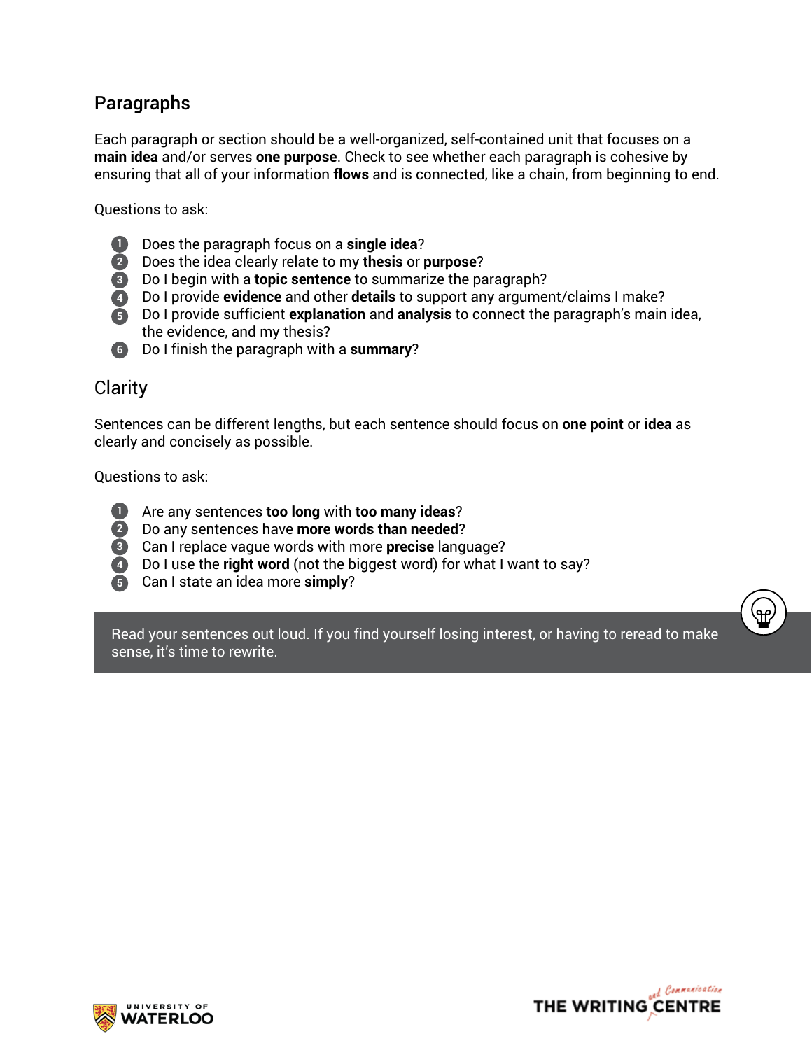## Paragraphs

Each paragraph or section should be a well-organized, self-contained unit that focuses on a **main idea** and/or serves **one purpose**. Check to see whether each paragraph is cohesive by ensuring that all of your information **flows** and is connected, like a chain, from beginning to end.

Questions to ask:

1. Does the paragraph focus on a **single idea**?
2. Does the idea clearly relate to my **thesis** or **purpose**?
3. Do I begin with a **topic sentence** to summarize the paragraph?
4. Do I provide **evidence** and other **details** to support any argument/claims I make?
5. Do I provide sufficient **explanation** and **analysis** to connect the paragraph's main idea, the evidence, and my thesis?
6. Do I finish the paragraph with a **summary**?

## Clarity

Sentences can be different lengths, but each sentence should focus on **one point** or **idea** as clearly and concisely as possible.

Questions to ask:

1. Are any sentences **too long** with **too many ideas**?
2. Do any sentences have **more words than needed**?
3. Can I replace vague words with more **precise** language?
4. Do I use the **right word** (not the biggest word) for what I want to say?
5. Can I state an idea more **simply**?

> Read your sentences out loud. If you find yourself losing interest, or having to reread to make sense, it's time to rewrite.